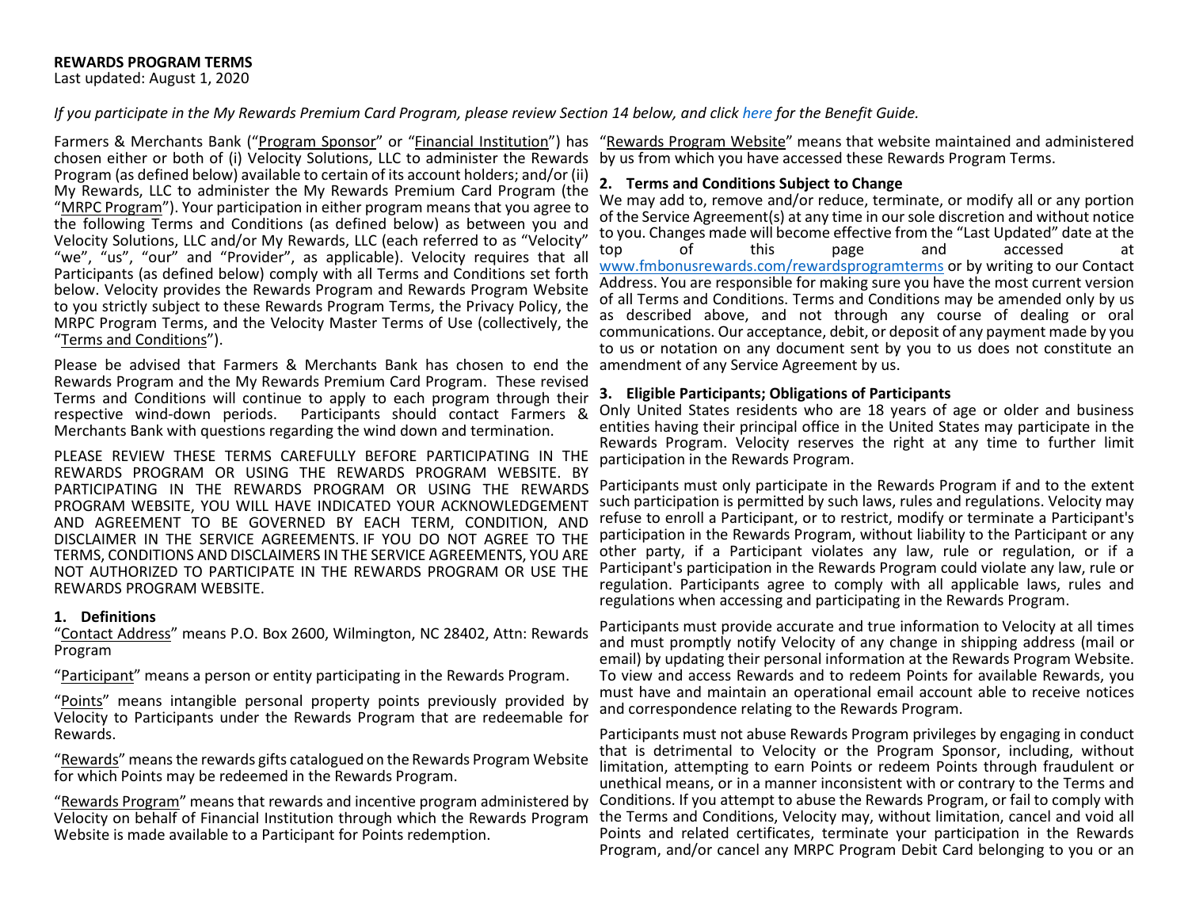**REWARDS PROGRAM TERMS**
Last updated: August 1, 2020

*If you participate in the My Rewards Premium Card Program, please review Section 14 below, and click here for the Benefit Guide.*

Farmers & Merchants Bank ("Program Sponsor" or "Financial Institution") has chosen either or both of (i) Velocity Solutions, LLC to administer the Rewards Program (as defined below) available to certain of its account holders; and/or (ii) My Rewards, LLC to administer the My Rewards Premium Card Program (the "MRPC Program"). Your participation in either program means that you agree to the following Terms and Conditions (as defined below) as between you and Velocity Solutions, LLC and/or My Rewards, LLC (each referred to as "Velocity" "we", "us", "our" and "Provider", as applicable). Velocity requires that all Participants (as defined below) comply with all Terms and Conditions set forth below. Velocity provides the Rewards Program and Rewards Program Website to you strictly subject to these Rewards Program Terms, the Privacy Policy, the MRPC Program Terms, and the Velocity Master Terms of Use (collectively, the "Terms and Conditions").

Please be advised that Farmers & Merchants Bank has chosen to end the Rewards Program and the My Rewards Premium Card Program. These revised Terms and Conditions will continue to apply to each program through their respective wind-down periods. Participants should contact Farmers & Merchants Bank with questions regarding the wind down and termination.

PLEASE REVIEW THESE TERMS CAREFULLY BEFORE PARTICIPATING IN THE REWARDS PROGRAM OR USING THE REWARDS PROGRAM WEBSITE. BY PARTICIPATING IN THE REWARDS PROGRAM OR USING THE REWARDS PROGRAM WEBSITE, YOU WILL HAVE INDICATED YOUR ACKNOWLEDGEMENT AND AGREEMENT TO BE GOVERNED BY EACH TERM, CONDITION, AND DISCLAIMER IN THE SERVICE AGREEMENTS. IF YOU DO NOT AGREE TO THE TERMS, CONDITIONS AND DISCLAIMERS IN THE SERVICE AGREEMENTS, YOU ARE NOT AUTHORIZED TO PARTICIPATE IN THE REWARDS PROGRAM OR USE THE REWARDS PROGRAM WEBSITE.

## 1. Definitions

"Contact Address" means P.O. Box 2600, Wilmington, NC 28402, Attn: Rewards Program

"Participant" means a person or entity participating in the Rewards Program.

"Points" means intangible personal property points previously provided by Velocity to Participants under the Rewards Program that are redeemable for Rewards.

"Rewards" means the rewards gifts catalogued on the Rewards Program Website for which Points may be redeemed in the Rewards Program.

"Rewards Program" means that rewards and incentive program administered by Velocity on behalf of Financial Institution through which the Rewards Program Website is made available to a Participant for Points redemption.

"Rewards Program Website" means that website maintained and administered by us from which you have accessed these Rewards Program Terms.

## 2. Terms and Conditions Subject to Change

We may add to, remove and/or reduce, terminate, or modify all or any portion of the Service Agreement(s) at any time in our sole discretion and without notice to you. Changes made will become effective from the "Last Updated" date at the top of this page and accessed at www.fmbonusrewards.com/rewardsprogramterms or by writing to our Contact Address. You are responsible for making sure you have the most current version of all Terms and Conditions. Terms and Conditions may be amended only by us as described above, and not through any course of dealing or oral communications. Our acceptance, debit, or deposit of any payment made by you to us or notation on any document sent by you to us does not constitute an amendment of any Service Agreement by us.

## 3. Eligible Participants; Obligations of Participants

Only United States residents who are 18 years of age or older and business entities having their principal office in the United States may participate in the Rewards Program. Velocity reserves the right at any time to further limit participation in the Rewards Program.

Participants must only participate in the Rewards Program if and to the extent such participation is permitted by such laws, rules and regulations. Velocity may refuse to enroll a Participant, or to restrict, modify or terminate a Participant's participation in the Rewards Program, without liability to the Participant or any other party, if a Participant violates any law, rule or regulation, or if a Participant's participation in the Rewards Program could violate any law, rule or regulation. Participants agree to comply with all applicable laws, rules and regulations when accessing and participating in the Rewards Program.

Participants must provide accurate and true information to Velocity at all times and must promptly notify Velocity of any change in shipping address (mail or email) by updating their personal information at the Rewards Program Website. To view and access Rewards and to redeem Points for available Rewards, you must have and maintain an operational email account able to receive notices and correspondence relating to the Rewards Program.

Participants must not abuse Rewards Program privileges by engaging in conduct that is detrimental to Velocity or the Program Sponsor, including, without limitation, attempting to earn Points or redeem Points through fraudulent or unethical means, or in a manner inconsistent with or contrary to the Terms and Conditions. If you attempt to abuse the Rewards Program, or fail to comply with the Terms and Conditions, Velocity may, without limitation, cancel and void all Points and related certificates, terminate your participation in the Rewards Program, and/or cancel any MRPC Program Debit Card belonging to you or an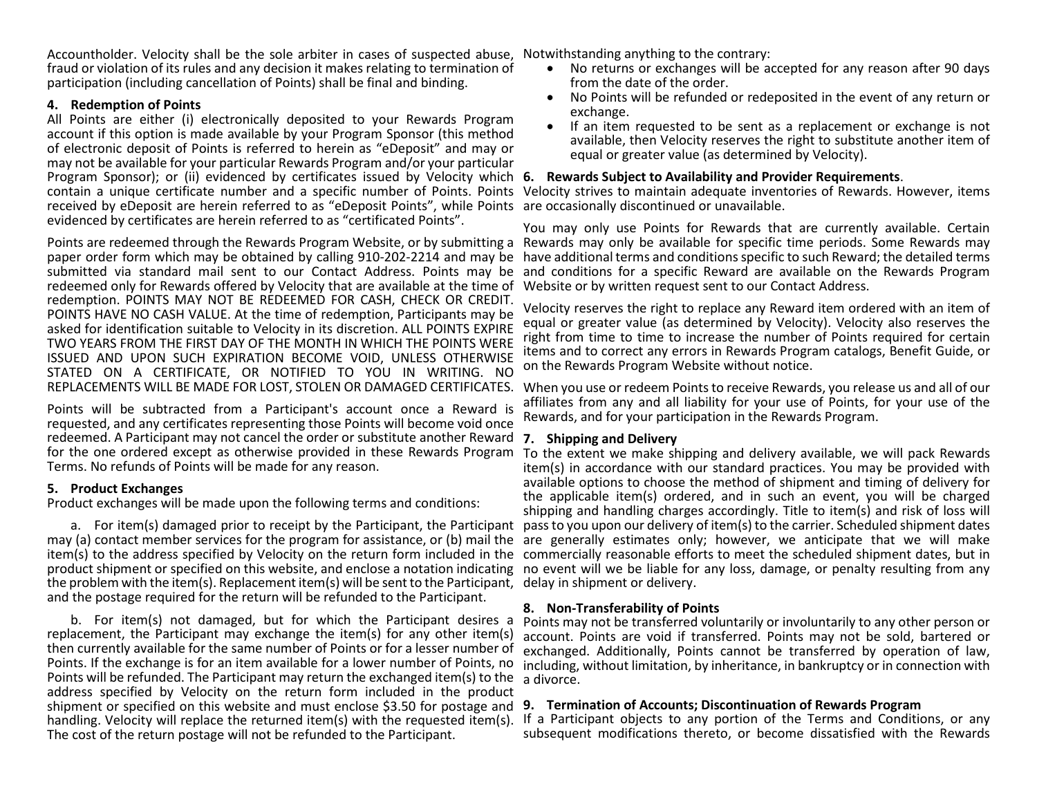Accountholder. Velocity shall be the sole arbiter in cases of suspected abuse, fraud or violation of its rules and any decision it makes relating to termination of participation (including cancellation of Points) shall be final and binding.

### 4. Redemption of Points

All Points are either (i) electronically deposited to your Rewards Program account if this option is made available by your Program Sponsor (this method of electronic deposit of Points is referred to herein as "eDeposit" and may or may not be available for your particular Rewards Program and/or your particular Program Sponsor); or (ii) evidenced by certificates issued by Velocity which contain a unique certificate number and a specific number of Points. Points received by eDeposit are herein referred to as "eDeposit Points", while Points evidenced by certificates are herein referred to as "certificated Points".

Points are redeemed through the Rewards Program Website, or by submitting a paper order form which may be obtained by calling 910-202-2214 and may be submitted via standard mail sent to our Contact Address. Points may be redeemed only for Rewards offered by Velocity that are available at the time of redemption. POINTS MAY NOT BE REDEEMED FOR CASH, CHECK OR CREDIT. POINTS HAVE NO CASH VALUE. At the time of redemption, Participants may be asked for identification suitable to Velocity in its discretion. ALL POINTS EXPIRE TWO YEARS FROM THE FIRST DAY OF THE MONTH IN WHICH THE POINTS WERE ISSUED AND UPON SUCH EXPIRATION BECOME VOID, UNLESS OTHERWISE STATED ON A CERTIFICATE, OR NOTIFIED TO YOU IN WRITING. NO REPLACEMENTS WILL BE MADE FOR LOST, STOLEN OR DAMAGED CERTIFICATES.

Points will be subtracted from a Participant's account once a Reward is requested, and any certificates representing those Points will become void once redeemed. A Participant may not cancel the order or substitute another Reward for the one ordered except as otherwise provided in these Rewards Program Terms. No refunds of Points will be made for any reason.

### 5. Product Exchanges

Product exchanges will be made upon the following terms and conditions:

a. For item(s) damaged prior to receipt by the Participant, the Participant may (a) contact member services for the program for assistance, or (b) mail the item(s) to the address specified by Velocity on the return form included in the product shipment or specified on this website, and enclose a notation indicating the problem with the item(s). Replacement item(s) will be sent to the Participant, and the postage required for the return will be refunded to the Participant.

b. For item(s) not damaged, but for which the Participant desires a replacement, the Participant may exchange the item(s) for any other item(s) then currently available for the same number of Points or for a lesser number of Points. If the exchange is for an item available for a lower number of Points, no Points will be refunded. The Participant may return the exchanged item(s) to the address specified by Velocity on the return form included in the product shipment or specified on this website and must enclose $3.50 for postage and handling. Velocity will replace the returned item(s) with the requested item(s). The cost of the return postage will not be refunded to the Participant.

Notwithstanding anything to the contrary:

- No returns or exchanges will be accepted for any reason after 90 days from the date of the order.
- No Points will be refunded or redeposited in the event of any return or exchange.
- If an item requested to be sent as a replacement or exchange is not available, then Velocity reserves the right to substitute another item of equal or greater value (as determined by Velocity).

### 6. Rewards Subject to Availability and Provider Requirements.

Velocity strives to maintain adequate inventories of Rewards. However, items are occasionally discontinued or unavailable.

You may only use Points for Rewards that are currently available. Certain Rewards may only be available for specific time periods. Some Rewards may have additional terms and conditions specific to such Reward; the detailed terms and conditions for a specific Reward are available on the Rewards Program Website or by written request sent to our Contact Address.

Velocity reserves the right to replace any Reward item ordered with an item of equal or greater value (as determined by Velocity). Velocity also reserves the right from time to time to increase the number of Points required for certain items and to correct any errors in Rewards Program catalogs, Benefit Guide, or on the Rewards Program Website without notice.

When you use or redeem Points to receive Rewards, you release us and all of our affiliates from any and all liability for your use of Points, for your use of the Rewards, and for your participation in the Rewards Program.

### 7. Shipping and Delivery

To the extent we make shipping and delivery available, we will pack Rewards item(s) in accordance with our standard practices. You may be provided with available options to choose the method of shipment and timing of delivery for the applicable item(s) ordered, and in such an event, you will be charged shipping and handling charges accordingly. Title to item(s) and risk of loss will pass to you upon our delivery of item(s) to the carrier. Scheduled shipment dates are generally estimates only; however, we anticipate that we will make commercially reasonable efforts to meet the scheduled shipment dates, but in no event will we be liable for any loss, damage, or penalty resulting from any delay in shipment or delivery.

### 8. Non-Transferability of Points

Points may not be transferred voluntarily or involuntarily to any other person or account. Points are void if transferred. Points may not be sold, bartered or exchanged. Additionally, Points cannot be transferred by operation of law, including, without limitation, by inheritance, in bankruptcy or in connection with a divorce.

### 9. Termination of Accounts; Discontinuation of Rewards Program

If a Participant objects to any portion of the Terms and Conditions, or any subsequent modifications thereto, or become dissatisfied with the Rewards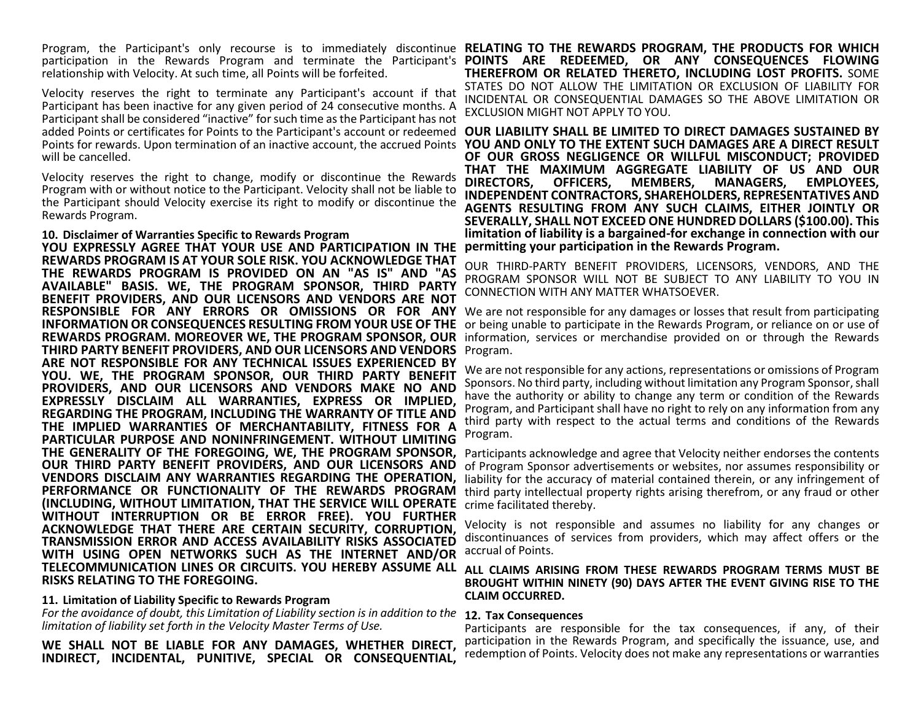Program, the Participant's only recourse is to immediately discontinue participation in the Rewards Program and terminate the Participant's relationship with Velocity. At such time, all Points will be forfeited.

Velocity reserves the right to terminate any Participant's account if that Participant has been inactive for any given period of 24 consecutive months. A Participant shall be considered "inactive" for such time as the Participant has not added Points or certificates for Points to the Participant's account or redeemed Points for rewards. Upon termination of an inactive account, the accrued Points will be cancelled.

Velocity reserves the right to change, modify or discontinue the Rewards Program with or without notice to the Participant. Velocity shall not be liable to the Participant should Velocity exercise its right to modify or discontinue the Rewards Program.

**10. Disclaimer of Warranties Specific to Rewards Program**

**YOU EXPRESSLY AGREE THAT YOUR USE AND PARTICIPATION IN THE REWARDS PROGRAM IS AT YOUR SOLE RISK. YOU ACKNOWLEDGE THAT THE REWARDS PROGRAM IS PROVIDED ON AN "AS IS" AND "AS AVAILABLE" BASIS. WE, THE PROGRAM SPONSOR, THIRD PARTY BENEFIT PROVIDERS, AND OUR LICENSORS AND VENDORS ARE NOT RESPONSIBLE FOR ANY ERRORS OR OMISSIONS OR FOR ANY INFORMATION OR CONSEQUENCES RESULTING FROM YOUR USE OF THE REWARDS PROGRAM. MOREOVER WE, THE PROGRAM SPONSOR, OUR THIRD PARTY BENEFIT PROVIDERS, AND OUR LICENSORS AND VENDORS ARE NOT RESPONSIBLE FOR ANY TECHNICAL ISSUES EXPERIENCED BY YOU. WE, THE PROGRAM SPONSOR, OUR THIRD PARTY BENEFIT PROVIDERS, AND OUR LICENSORS AND VENDORS MAKE NO AND EXPRESSLY DISCLAIM ALL WARRANTIES, EXPRESS OR IMPLIED, REGARDING THE PROGRAM, INCLUDING THE WARRANTY OF TITLE AND THE IMPLIED WARRANTIES OF MERCHANTABILITY, FITNESS FOR A PARTICULAR PURPOSE AND NONINFRINGEMENT. WITHOUT LIMITING THE GENERALITY OF THE FOREGOING, WE, THE PROGRAM SPONSOR, OUR THIRD PARTY BENEFIT PROVIDERS, AND OUR LICENSORS AND VENDORS DISCLAIM ANY WARRANTIES REGARDING THE OPERATION, PERFORMANCE OR FUNCTIONALITY OF THE REWARDS PROGRAM (INCLUDING, WITHOUT LIMITATION, THAT THE SERVICE WILL OPERATE WITHOUT INTERRUPTION OR BE ERROR FREE). YOU FURTHER ACKNOWLEDGE THAT THERE ARE CERTAIN SECURITY, CORRUPTION, TRANSMISSION ERROR AND ACCESS AVAILABILITY RISKS ASSOCIATED WITH USING OPEN NETWORKS SUCH AS THE INTERNET AND/OR TELECOMMUNICATION LINES OR CIRCUITS. YOU HEREBY ASSUME ALL RISKS RELATING TO THE FOREGOING.**

**11. Limitation of Liability Specific to Rewards Program**

*For the avoidance of doubt, this Limitation of Liability section is in addition to the limitation of liability set forth in the Velocity Master Terms of Use.*

**WE SHALL NOT BE LIABLE FOR ANY DAMAGES, WHETHER DIRECT, INDIRECT, INCIDENTAL, PUNITIVE, SPECIAL OR CONSEQUENTIAL, RELATING TO THE REWARDS PROGRAM, THE PRODUCTS FOR WHICH POINTS ARE REDEEMED, OR ANY CONSEQUENCES FLOWING THEREFROM OR RELATED THERETO, INCLUDING LOST PROFITS.** SOME STATES DO NOT ALLOW THE LIMITATION OR EXCLUSION OF LIABILITY FOR INCIDENTAL OR CONSEQUENTIAL DAMAGES SO THE ABOVE LIMITATION OR EXCLUSION MIGHT NOT APPLY TO YOU.

**OUR LIABILITY SHALL BE LIMITED TO DIRECT DAMAGES SUSTAINED BY YOU AND ONLY TO THE EXTENT SUCH DAMAGES ARE A DIRECT RESULT OF OUR GROSS NEGLIGENCE OR WILLFUL MISCONDUCT; PROVIDED THAT THE MAXIMUM AGGREGATE LIABILITY OF US AND OUR DIRECTORS, OFFICERS, MEMBERS, MANAGERS, EMPLOYEES, INDEPENDENT CONTRACTORS, SHAREHOLDERS, REPRESENTATIVES AND AGENTS RESULTING FROM ANY SUCH CLAIMS, EITHER JOINTLY OR SEVERALLY, SHALL NOT EXCEED ONE HUNDRED DOLLARS ($100.00). This limitation of liability is a bargained-for exchange in connection with our permitting your participation in the Rewards Program.**

OUR THIRD-PARTY BENEFIT PROVIDERS, LICENSORS, VENDORS, AND THE PROGRAM SPONSOR WILL NOT BE SUBJECT TO ANY LIABILITY TO YOU IN CONNECTION WITH ANY MATTER WHATSOEVER.

We are not responsible for any damages or losses that result from participating or being unable to participate in the Rewards Program, or reliance on or use of information, services or merchandise provided on or through the Rewards Program.

We are not responsible for any actions, representations or omissions of Program Sponsors. No third party, including without limitation any Program Sponsor, shall have the authority or ability to change any term or condition of the Rewards Program, and Participant shall have no right to rely on any information from any third party with respect to the actual terms and conditions of the Rewards Program.

Participants acknowledge and agree that Velocity neither endorses the contents of Program Sponsor advertisements or websites, nor assumes responsibility or liability for the accuracy of material contained therein, or any infringement of third party intellectual property rights arising therefrom, or any fraud or other crime facilitated thereby.

Velocity is not responsible and assumes no liability for any changes or discontinuances of services from providers, which may affect offers or the accrual of Points.

**ALL CLAIMS ARISING FROM THESE REWARDS PROGRAM TERMS MUST BE BROUGHT WITHIN NINETY (90) DAYS AFTER THE EVENT GIVING RISE TO THE CLAIM OCCURRED.**

**12. Tax Consequences**

Participants are responsible for the tax consequences, if any, of their participation in the Rewards Program, and specifically the issuance, use, and redemption of Points. Velocity does not make any representations or warranties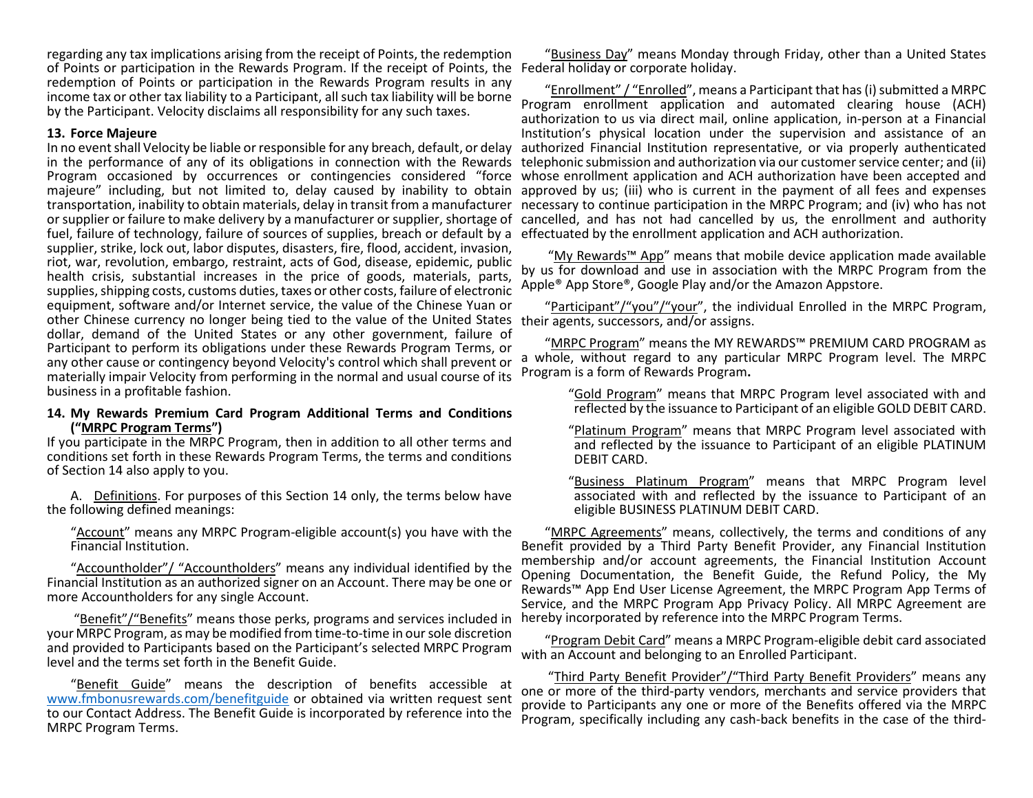regarding any tax implications arising from the receipt of Points, the redemption of Points or participation in the Rewards Program. If the receipt of Points, the redemption of Points or participation in the Rewards Program results in any income tax or other tax liability to a Participant, all such tax liability will be borne by the Participant. Velocity disclaims all responsibility for any such taxes.

**13. Force Majeure**

In no event shall Velocity be liable or responsible for any breach, default, or delay in the performance of any of its obligations in connection with the Rewards Program occasioned by occurrences or contingencies considered "force majeure" including, but not limited to, delay caused by inability to obtain transportation, inability to obtain materials, delay in transit from a manufacturer or supplier or failure to make delivery by a manufacturer or supplier, shortage of fuel, failure of technology, failure of sources of supplies, breach or default by a supplier, strike, lock out, labor disputes, disasters, fire, flood, accident, invasion, riot, war, revolution, embargo, restraint, acts of God, disease, epidemic, public health crisis, substantial increases in the price of goods, materials, parts, supplies, shipping costs, customs duties, taxes or other costs, failure of electronic equipment, software and/or Internet service, the value of the Chinese Yuan or other Chinese currency no longer being tied to the value of the United States dollar, demand of the United States or any other government, failure of Participant to perform its obligations under these Rewards Program Terms, or any other cause or contingency beyond Velocity's control which shall prevent or materially impair Velocity from performing in the normal and usual course of its business in a profitable fashion.

**14. My Rewards Premium Card Program Additional Terms and Conditions ("MRPC Program Terms")**

If you participate in the MRPC Program, then in addition to all other terms and conditions set forth in these Rewards Program Terms, the terms and conditions of Section 14 also apply to you.

A. Definitions. For purposes of this Section 14 only, the terms below have the following defined meanings:

"Account" means any MRPC Program-eligible account(s) you have with the Financial Institution.

"Accountholder"/ "Accountholders" means any individual identified by the Financial Institution as an authorized signer on an Account. There may be one or more Accountholders for any single Account.

"Benefit"/"Benefits" means those perks, programs and services included in your MRPC Program, as may be modified from time-to-time in our sole discretion and provided to Participants based on the Participant's selected MRPC Program level and the terms set forth in the Benefit Guide.

"Benefit Guide" means the description of benefits accessible at www.fmbonusrewards.com/benefitguide or obtained via written request sent to our Contact Address. The Benefit Guide is incorporated by reference into the MRPC Program Terms.

"Business Day" means Monday through Friday, other than a United States Federal holiday or corporate holiday.

"Enrollment" / "Enrolled", means a Participant that has (i) submitted a MRPC Program enrollment application and automated clearing house (ACH) authorization to us via direct mail, online application, in-person at a Financial Institution's physical location under the supervision and assistance of an authorized Financial Institution representative, or via properly authenticated telephonic submission and authorization via our customer service center; and (ii) whose enrollment application and ACH authorization have been accepted and approved by us; (iii) who is current in the payment of all fees and expenses necessary to continue participation in the MRPC Program; and (iv) who has not cancelled, and has not had cancelled by us, the enrollment and authority effectuated by the enrollment application and ACH authorization.

"My Rewards™ App" means that mobile device application made available by us for download and use in association with the MRPC Program from the Apple® App Store®, Google Play and/or the Amazon Appstore.

"Participant"/"you"/"your", the individual Enrolled in the MRPC Program, their agents, successors, and/or assigns.

"MRPC Program" means the MY REWARDS™ PREMIUM CARD PROGRAM as a whole, without regard to any particular MRPC Program level. The MRPC Program is a form of Rewards Program.

"Gold Program" means that MRPC Program level associated with and reflected by the issuance to Participant of an eligible GOLD DEBIT CARD.

"Platinum Program" means that MRPC Program level associated with and reflected by the issuance to Participant of an eligible PLATINUM DEBIT CARD.

"Business Platinum Program" means that MRPC Program level associated with and reflected by the issuance to Participant of an eligible BUSINESS PLATINUM DEBIT CARD.

"MRPC Agreements" means, collectively, the terms and conditions of any Benefit provided by a Third Party Benefit Provider, any Financial Institution membership and/or account agreements, the Financial Institution Account Opening Documentation, the Benefit Guide, the Refund Policy, the My Rewards™ App End User License Agreement, the MRPC Program App Terms of Service, and the MRPC Program App Privacy Policy. All MRPC Agreement are hereby incorporated by reference into the MRPC Program Terms.

"Program Debit Card" means a MRPC Program-eligible debit card associated with an Account and belonging to an Enrolled Participant.

"Third Party Benefit Provider"/"Third Party Benefit Providers" means any one or more of the third-party vendors, merchants and service providers that provide to Participants any one or more of the Benefits offered via the MRPC Program, specifically including any cash-back benefits in the case of the third-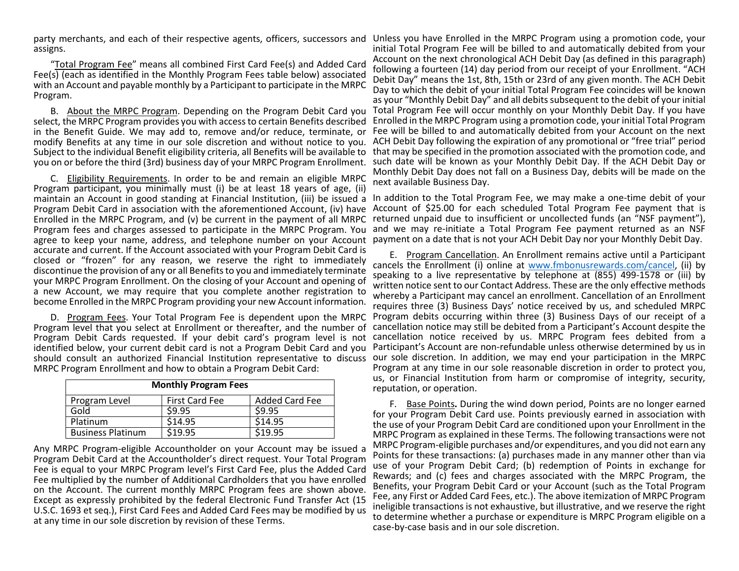party merchants, and each of their respective agents, officers, successors and assigns.

"Total Program Fee" means all combined First Card Fee(s) and Added Card Fee(s) (each as identified in the Monthly Program Fees table below) associated with an Account and payable monthly by a Participant to participate in the MRPC Program.

B. About the MRPC Program. Depending on the Program Debit Card you select, the MRPC Program provides you with access to certain Benefits described in the Benefit Guide. We may add to, remove and/or reduce, terminate, or modify Benefits at any time in our sole discretion and without notice to you. Subject to the individual Benefit eligibility criteria, all Benefits will be available to you on or before the third (3rd) business day of your MRPC Program Enrollment.

C. Eligibility Requirements. In order to be and remain an eligible MRPC Program participant, you minimally must (i) be at least 18 years of age, (ii) maintain an Account in good standing at Financial Institution, (iii) be issued a Program Debit Card in association with the aforementioned Account, (iv) have Enrolled in the MRPC Program, and (v) be current in the payment of all MRPC Program fees and charges assessed to participate in the MRPC Program. You agree to keep your name, address, and telephone number on your Account accurate and current. If the Account associated with your Program Debit Card is closed or "frozen" for any reason, we reserve the right to immediately discontinue the provision of any or all Benefits to you and immediately terminate your MRPC Program Enrollment. On the closing of your Account and opening of a new Account, we may require that you complete another registration to become Enrolled in the MRPC Program providing your new Account information.

D. Program Fees. Your Total Program Fee is dependent upon the MRPC Program level that you select at Enrollment or thereafter, and the number of Program Debit Cards requested. If your debit card's program level is not identified below, your current debit card is not a Program Debit Card and you should consult an authorized Financial Institution representative to discuss MRPC Program Enrollment and how to obtain a Program Debit Card:

| Monthly Program Fees | | |
|---|---|---|
| Program Level | First Card Fee | Added Card Fee |
| Gold | $9.95 | $9.95 |
| Platinum | $14.95 | $14.95 |
| Business Platinum | $19.95 | $19.95 |

Any MRPC Program-eligible Accountholder on your Account may be issued a Program Debit Card at the Accountholder's direct request. Your Total Program Fee is equal to your MRPC Program level's First Card Fee, plus the Added Card Fee multiplied by the number of Additional Cardholders that you have enrolled on the Account. The current monthly MRPC Program fees are shown above. Except as expressly prohibited by the federal Electronic Fund Transfer Act (15 U.S.C. 1693 et seq.), First Card Fees and Added Card Fees may be modified by us at any time in our sole discretion by revision of these Terms.

Unless you have Enrolled in the MRPC Program using a promotion code, your initial Total Program Fee will be billed to and automatically debited from your Account on the next chronological ACH Debit Day (as defined in this paragraph) following a fourteen (14) day period from our receipt of your Enrollment. "ACH Debit Day" means the 1st, 8th, 15th or 23rd of any given month. The ACH Debit Day to which the debit of your initial Total Program Fee coincides will be known as your "Monthly Debit Day" and all debits subsequent to the debit of your initial Total Program Fee will occur monthly on your Monthly Debit Day. If you have Enrolled in the MRPC Program using a promotion code, your initial Total Program Fee will be billed to and automatically debited from your Account on the next ACH Debit Day following the expiration of any promotional or "free trial" period that may be specified in the promotion associated with the promotion code, and such date will be known as your Monthly Debit Day. If the ACH Debit Day or Monthly Debit Day does not fall on a Business Day, debits will be made on the next available Business Day.

In addition to the Total Program Fee, we may make a one-time debit of your Account of $25.00 for each scheduled Total Program Fee payment that is returned unpaid due to insufficient or uncollected funds (an "NSF payment"), and we may re-initiate a Total Program Fee payment returned as an NSF payment on a date that is not your ACH Debit Day nor your Monthly Debit Day.

E. Program Cancellation. An Enrollment remains active until a Participant cancels the Enrollment (i) online at www.fmbonusrewards.com/cancel, (ii) by speaking to a live representative by telephone at (855) 499-1578 or (iii) by written notice sent to our Contact Address. These are the only effective methods whereby a Participant may cancel an enrollment. Cancellation of an Enrollment requires three (3) Business Days' notice received by us, and scheduled MRPC Program debits occurring within three (3) Business Days of our receipt of a cancellation notice may still be debited from a Participant's Account despite the cancellation notice received by us. MRPC Program fees debited from a Participant's Account are non-refundable unless otherwise determined by us in our sole discretion. In addition, we may end your participation in the MRPC Program at any time in our sole reasonable discretion in order to protect you, us, or Financial Institution from harm or compromise of integrity, security, reputation, or operation.

F. Base Points**.** During the wind down period, Points are no longer earned for your Program Debit Card use. Points previously earned in association with the use of your Program Debit Card are conditioned upon your Enrollment in the MRPC Program as explained in these Terms. The following transactions were not MRPC Program-eligible purchases and/or expenditures, and you did not earn any Points for these transactions: (a) purchases made in any manner other than via use of your Program Debit Card; (b) redemption of Points in exchange for Rewards; and (c) fees and charges associated with the MRPC Program, the Benefits, your Program Debit Card or your Account (such as the Total Program Fee, any First or Added Card Fees, etc.). The above itemization of MRPC Program ineligible transactions is not exhaustive, but illustrative, and we reserve the right to determine whether a purchase or expenditure is MRPC Program eligible on a case-by-case basis and in our sole discretion.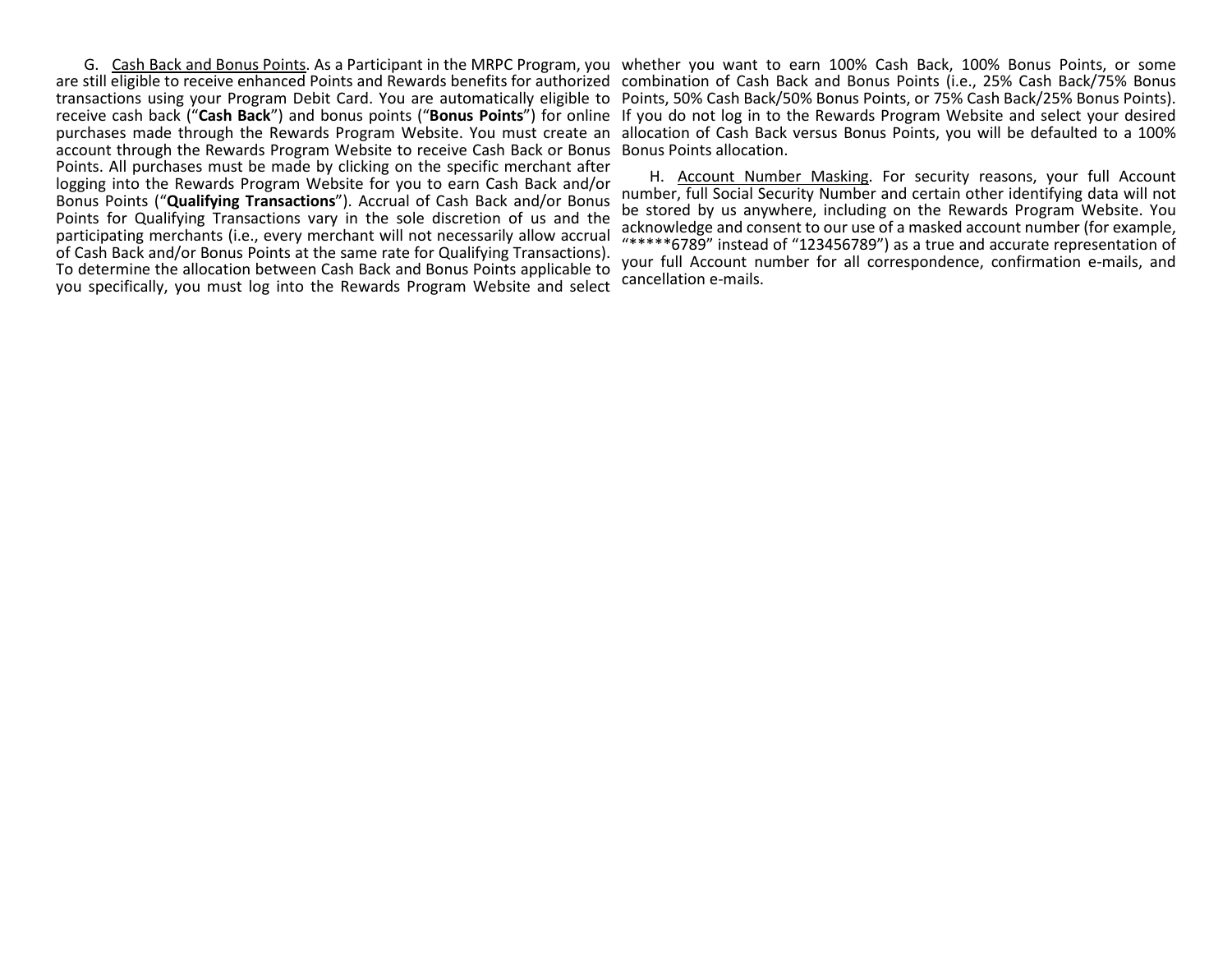G. <u>Cash Back and Bonus Points</u>. As a Participant in the MRPC Program, you are still eligible to receive enhanced Points and Rewards benefits for authorized transactions using your Program Debit Card. You are automatically eligible to receive cash back ("**Cash Back**") and bonus points ("**Bonus Points**") for online purchases made through the Rewards Program Website. You must create an account through the Rewards Program Website to receive Cash Back or Bonus Points. All purchases must be made by clicking on the specific merchant after logging into the Rewards Program Website for you to earn Cash Back and/or Bonus Points ("**Qualifying Transactions**"). Accrual of Cash Back and/or Bonus Points for Qualifying Transactions vary in the sole discretion of us and the participating merchants (i.e., every merchant will not necessarily allow accrual of Cash Back and/or Bonus Points at the same rate for Qualifying Transactions). To determine the allocation between Cash Back and Bonus Points applicable to you specifically, you must log into the Rewards Program Website and select whether you want to earn 100% Cash Back, 100% Bonus Points, or some combination of Cash Back and Bonus Points (i.e., 25% Cash Back/75% Bonus Points, 50% Cash Back/50% Bonus Points, or 75% Cash Back/25% Bonus Points). If you do not log in to the Rewards Program Website and select your desired allocation of Cash Back versus Bonus Points, you will be defaulted to a 100% Bonus Points allocation.

H. <u>Account Number Masking</u>. For security reasons, your full Account number, full Social Security Number and certain other identifying data will not be stored by us anywhere, including on the Rewards Program Website. You acknowledge and consent to our use of a masked account number (for example, "*****6789" instead of "123456789") as a true and accurate representation of your full Account number for all correspondence, confirmation e-mails, and cancellation e-mails.